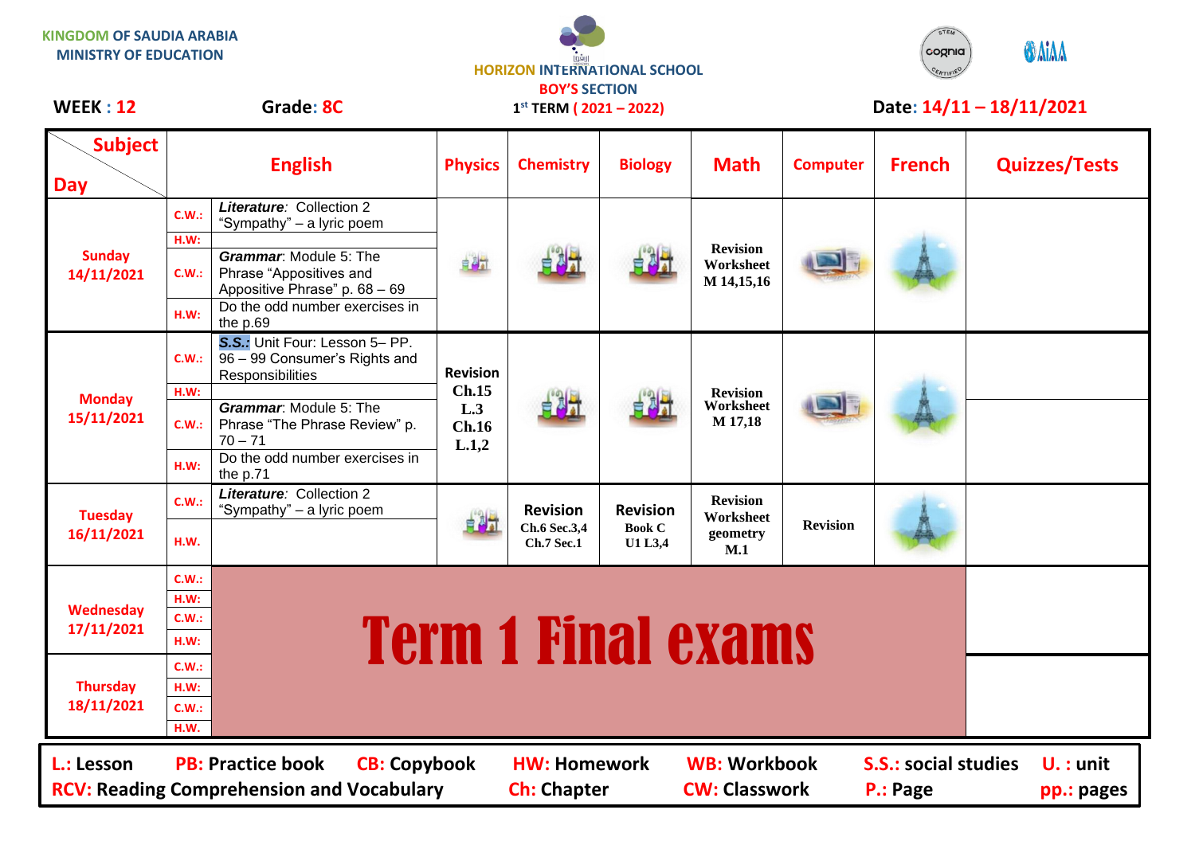KINGDOM OF SAUDIA ARABIA
MINISTRY OF EDUCATION

HORIZON INTERNATIONAL SCHOOL
BOY'S SECTION
1st TERM ( 2021 – 2022)

**WEEK : 12** **Grade: 8C** **Date: 14/11 – 18/11/2021**

| Day \ Subject | | English | Physics | Chemistry | Biology | Math | Computer | French | Quizzes/Tests |
|---|---|---|---|---|---|---|---|---|---|
| **Sunday 14/11/2021** | C.W.: | ***Literature**: Collection 2 "Sympathy" – a lyric poem* | | | | Revision Worksheet M 14,15,16 | | | |
| | H.W: | | | | | | | | |
| | C.W.: | ***Grammar**: Module 5: The Phrase "Appositives and Appositive Phrase" p. 68 – 69* | | | | | | | |
| | H.W: | Do the odd number exercises in the p.69 | | | | | | | |
| **Monday 15/11/2021** | C.W.: | ***S.S.:** Unit Four: Lesson 5– PP. 96 – 99 Consumer's Rights and Responsibilities* | Revision Ch.15 L.3 Ch.16 L.1,2 | | | Revision Worksheet M 17,18 | | | |
| | H.W: | | | | | | | | |
| | C.W.: | ***Grammar**: Module 5: The Phrase "The Phrase Review" p. 70 – 71* | | | | | | | |
| | H.W: | Do the odd number exercises in the p.71 | | | | | | | |
| **Tuesday 16/11/2021** | C.W.: | ***Literature**: Collection 2 "Sympathy" – a lyric poem* | | Revision Ch.6 Sec.3,4 Ch.7 Sec.1 | Revision Book C U1 L3,4 | Revision Worksheet geometry M.1 | Revision | | |
| | H.W. | | | | | | | | |
| **Wednesday 17/11/2021** | C.W.: | **Term 1 Final exams** | | | | | | | |
| | H.W: | | | | | | | | |
| | C.W.: | | | | | | | | |
| | H.W: | | | | | | | | |
| **Thursday 18/11/2021** | C.W.: | **Term 1 Final exams** | | | | | | | |
| | H.W: | | | | | | | | |
| | C.W.: | | | | | | | | |
| | H.W. | | | | | | | | |

**L.:** Lesson **PB:** Practice book **CB:** Copybook **HW:** Homework **WB:** Workbook **S.S.:** social studies **U. :** unit
**RCV:** Reading Comprehension and Vocabulary **Ch:** Chapter **CW:** Classwork **P.:** Page **pp.:** pages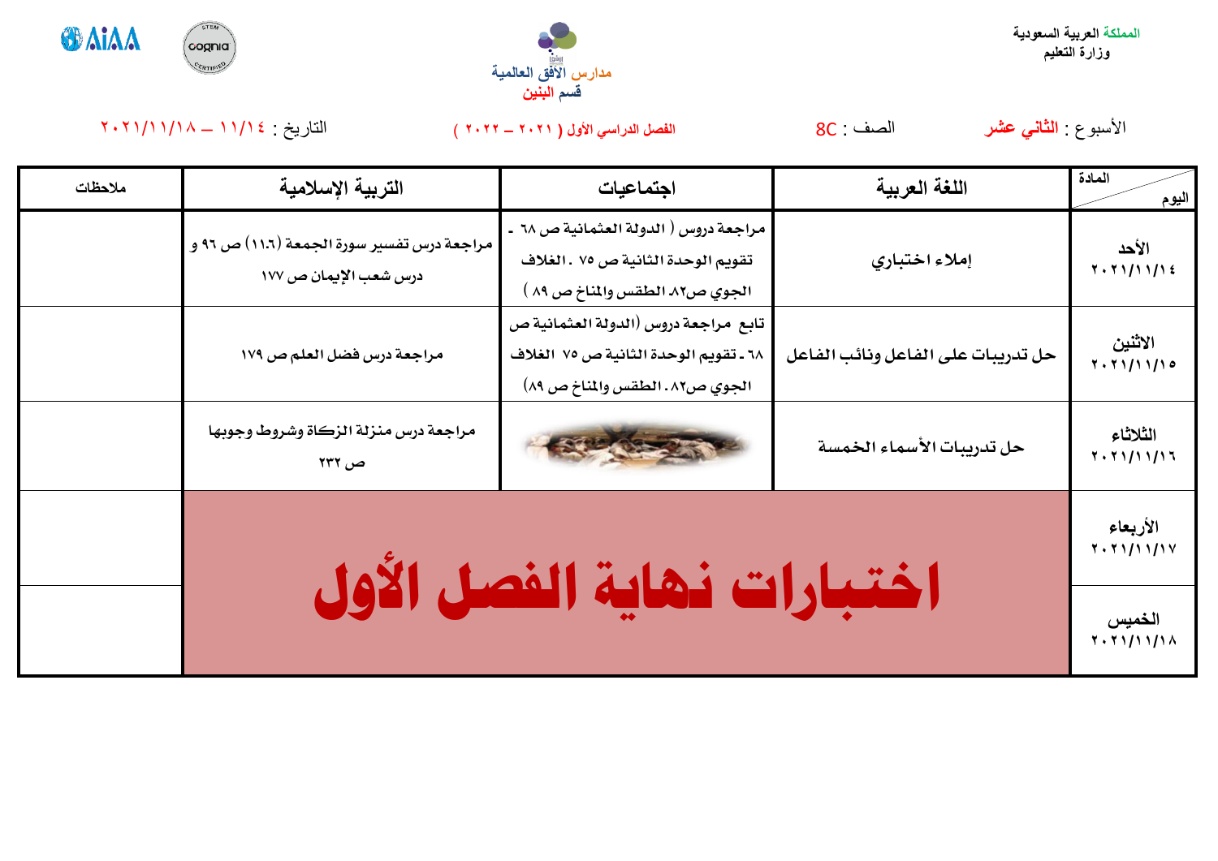المملكة العربية السعودية
وزارة التعليم

مدارس الأفق العالمية
قسم البنين

الأسبوع : الثاني عشر | الصف : 8C | الفصل الدراسي الأول ( ٢٠٢١ – ٢٠٢٢ ) | التاريخ : ١١/١٤ – ٢٠٢١/١١/١٨

| المادة / اليوم | اللغة العربية | اجتماعيات | التربية الإسلامية | ملاحظات |
|---|---|---|---|---|
| الأحد ٢٠٢١/١١/١٤ | إملاء اختباري | مراجعة دروس ( الدولة العثمانية ص ٦٨ - تقويم الوحدة الثانية ص ٧٥ . الغلاف الجوي ص٨٢ الطقس والمناخ ص ٨٩ ) | مراجعة درس تفسير سورة الجمعة (١١.٦) ص ٩٦ و درس شعب الإيمان ص ١٧٧ | |
| الاثنين ٢٠٢١/١١/١٥ | حل تدريبات على الفاعل ونائب الفاعل | تابع مراجعة دروس (الدولة العثمانية ص ٦٨ - تقويم الوحدة الثانية ص ٧٥ الغلاف الجوي ص٨٢ . الطقس والمناخ ص ٨٩) | مراجعة درس فضل العلم ص ١٧٩ | |
| الثلاثاء ٢٠٢١/١١/١٦ | حل تدريبات الأسماء الخمسة | | مراجعة درس منزلة الزكاة وشروط وجوبها ص ٢٣٢ | |
| الأربعاء ٢٠٢١/١١/١٧ | اختبارات نهاية الفصل الأول | | | |
| الخميس ٢٠٢١/١١/١٨ | | | | |